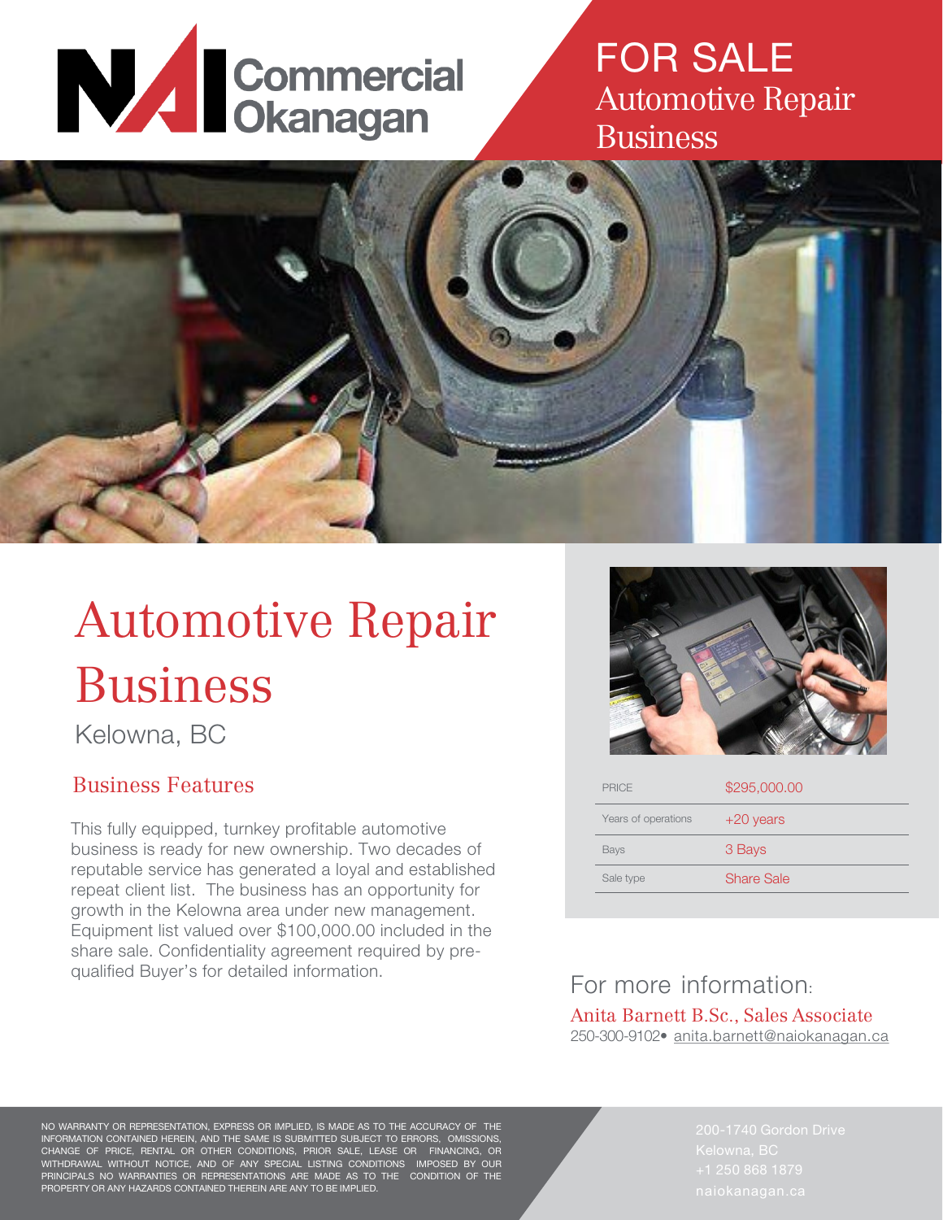NAI Commercial Okanagan

# FOR SALE
Automotive Repair Business

# Automotive Repair Business

Kelowna, BC

## Business Features

This fully equipped, turnkey profitable automotive business is ready for new ownership. Two decades of reputable service has generated a loyal and established repeat client list. The business has an opportunity for growth in the Kelowna area under new management. Equipment list valued over $100,000.00 included in the share sale. Confidentiality agreement required by pre-qualified Buyer's for detailed information.

| PRICE | $295,000.00 |
|---|---|
| Years of operations | +20 years |
| Bays | 3 Bays |
| Sale type | Share Sale |

For more information:

Anita Barnett B.Sc., Sales Associate
250-300-9102• anita.barnett@naiokanagan.ca

NO WARRANTY OR REPRESENTATION, EXPRESS OR IMPLIED, IS MADE AS TO THE ACCURACY OF THE INFORMATION CONTAINED HEREIN, AND THE SAME IS SUBMITTED SUBJECT TO ERRORS, OMISSIONS, CHANGE OF PRICE, RENTAL OR OTHER CONDITIONS, PRIOR SALE, LEASE OR FINANCING, OR WITHDRAWAL WITHOUT NOTICE, AND OF ANY SPECIAL LISTING CONDITIONS IMPOSED BY OUR PRINCIPALS NO WARRANTIES OR REPRESENTATIONS ARE MADE AS TO THE CONDITION OF THE PROPERTY OR ANY HAZARDS CONTAINED THEREIN ARE ANY TO BE IMPLIED.

200-1740 Gordon Drive
Kelowna, BC
+1 250 868 1879
naiokanagan.ca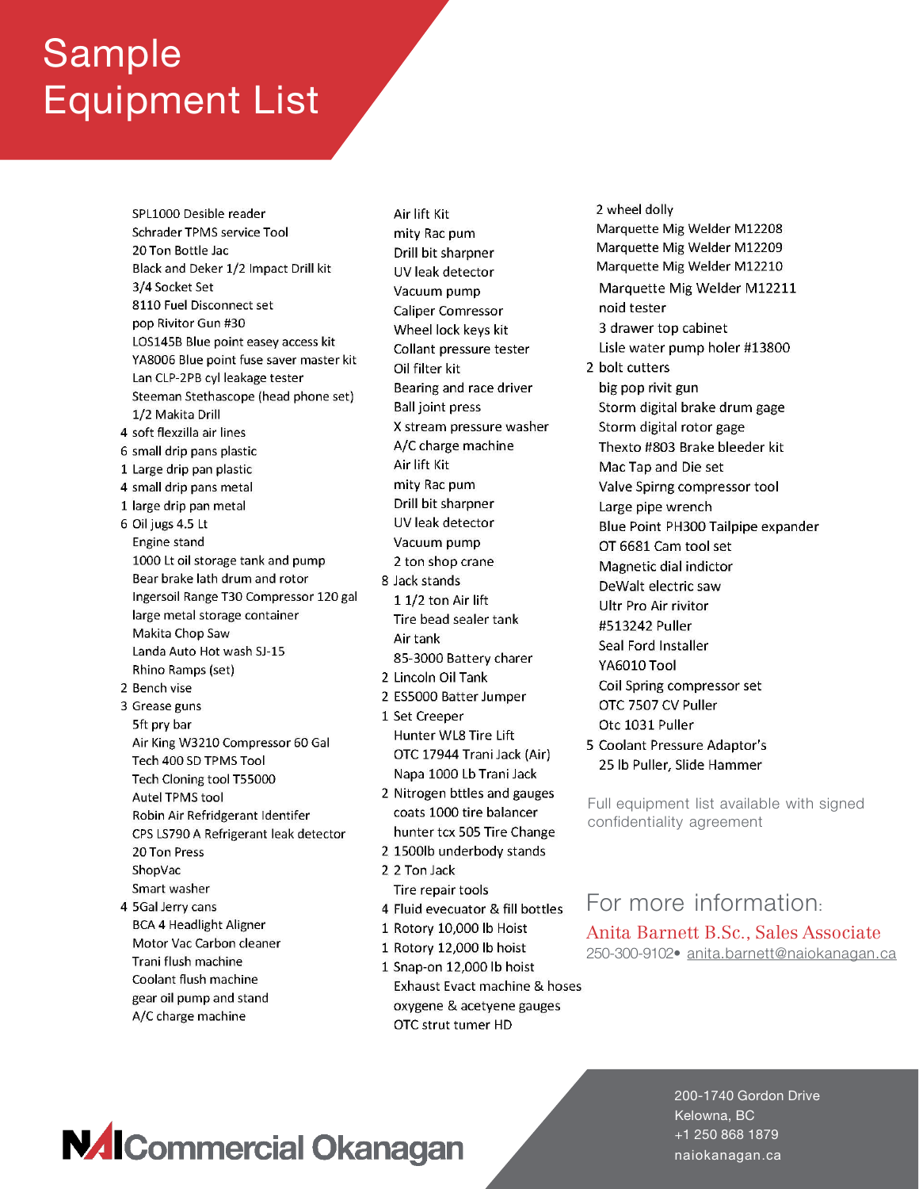# Sample Equipment List

- SPL1000 Desible reader
- Schrader TPMS service Tool
- 20 Ton Bottle Jac
- Black and Deker 1/2 Impact Drill kit
- 3/4 Socket Set
- 8110 Fuel Disconnect set
- pop Rivitor Gun #30
- LOS145B Blue point easey access kit
- YA8006 Blue point fuse saver master kit
- Lan CLP-2PB cyl leakage tester
- Steeman Stethascope (head phone set)
- 1/2 Makita Drill
- 4 soft flexzilla air lines
- 6 small drip pans plastic
- 1 Large drip pan plastic
- 4 small drip pans metal
- 1 large drip pan metal
- 6 Oil jugs 4.5 Lt
- Engine stand
- 1000 Lt oil storage tank and pump
- Bear brake lath drum and rotor
- Ingersoil Range T30 Compressor 120 gal
- large metal storage container
- Makita Chop Saw
- Landa Auto Hot wash SJ-15
- Rhino Ramps (set)
- 2 Bench vise
- 3 Grease guns
- 5ft pry bar
- Air King W3210 Compressor 60 Gal
- Tech 400 SD TPMS Tool
- Tech Cloning tool T55000
- Autel TPMS tool
- Robin Air Refridgerant Identifer
- CPS LS790 A Refrigerant leak detector
- 20 Ton Press
- ShopVac
- Smart washer
- 4 5Gal Jerry cans
- BCA 4 Headlight Aligner
- Motor Vac Carbon cleaner
- Trani flush machine
- Coolant flush machine
- gear oil pump and stand
- A/C charge machine
- Air lift Kit
- mity Rac pum
- Drill bit sharpner
- UV leak detector
- Vacuum pump
- Caliper Compressor
- Wheel lock keys kit
- Collant pressure tester
- Oil filter kit
- Bearing and race driver
- Ball joint press
- X stream pressure washer
- A/C charge machine
- Air lift Kit
- mity Rac pum
- Drill bit sharpner
- UV leak detector
- Vacuum pump
- 2 ton shop crane
- 8 Jack stands
- 1 1/2 ton Air lift
- Tire bead sealer tank
- Air tank
- 85-3000 Battery charer
- 2 Lincoln Oil Tank
- 2 ES5000 Batter Jumper
- 1 Set Creeper
- Hunter WL8 Tire Lift
- OTC 17944 Trani Jack (Air)
- Napa 1000 Lb Trani Jack
- 2 Nitrogen bttles and gauges
- coats 1000 tire balancer
- hunter tcx 505 Tire Change
- 2 1500lb underbody stands
- 2 2 Ton Jack
- Tire repair tools
- 4 Fluid evecuator & fill bottles
- 1 Rotory 10,000 lb Hoist
- 1 Rotory 12,000 lb hoist
- 1 Snap-on 12,000 lb hoist
- Exhaust Evact machine & hoses
- oxygene & acetyene gauges
- OTC strut tumer HD
- 2 wheel dolly
- Marquette Mig Welder M12208
- Marquette Mig Welder M12209
- Marquette Mig Welder M12210
- Marquette Mig Welder M12211
- noid tester
- 3 drawer top cabinet
- Lisle water pump holer #13800
- 2 bolt cutters
- big pop rivit gun
- Storm digital brake drum gage
- Storm digital rotor gage
- Thexto #803 Brake bleeder kit
- Mac Tap and Die set
- Valve Spirng compressor tool
- Large pipe wrench
- Blue Point PH300 Tailpipe expander
- OT 6681 Cam tool set
- Magnetic dial indictor
- DeWalt electric saw
- Ultr Pro Air rivitor
- #513242 Puller
- Seal Ford Installer
- YA6010 Tool
- Coil Spring compressor set
- OTC 7507 CV Puller
- Otc 1031 Puller
- 5 Coolant Pressure Adaptor's
- 25 lb Puller, Slide Hammer

Full equipment list available with signed confidentiality agreement

## For more information:

**Anita Barnett B.Sc., Sales Associate**
250-300-9102• anita.barnett@naiokanagan.ca

NAI Commercial Okanagan

200-1740 Gordon Drive
Kelowna, BC
+1 250 868 1879
naiokanagan.ca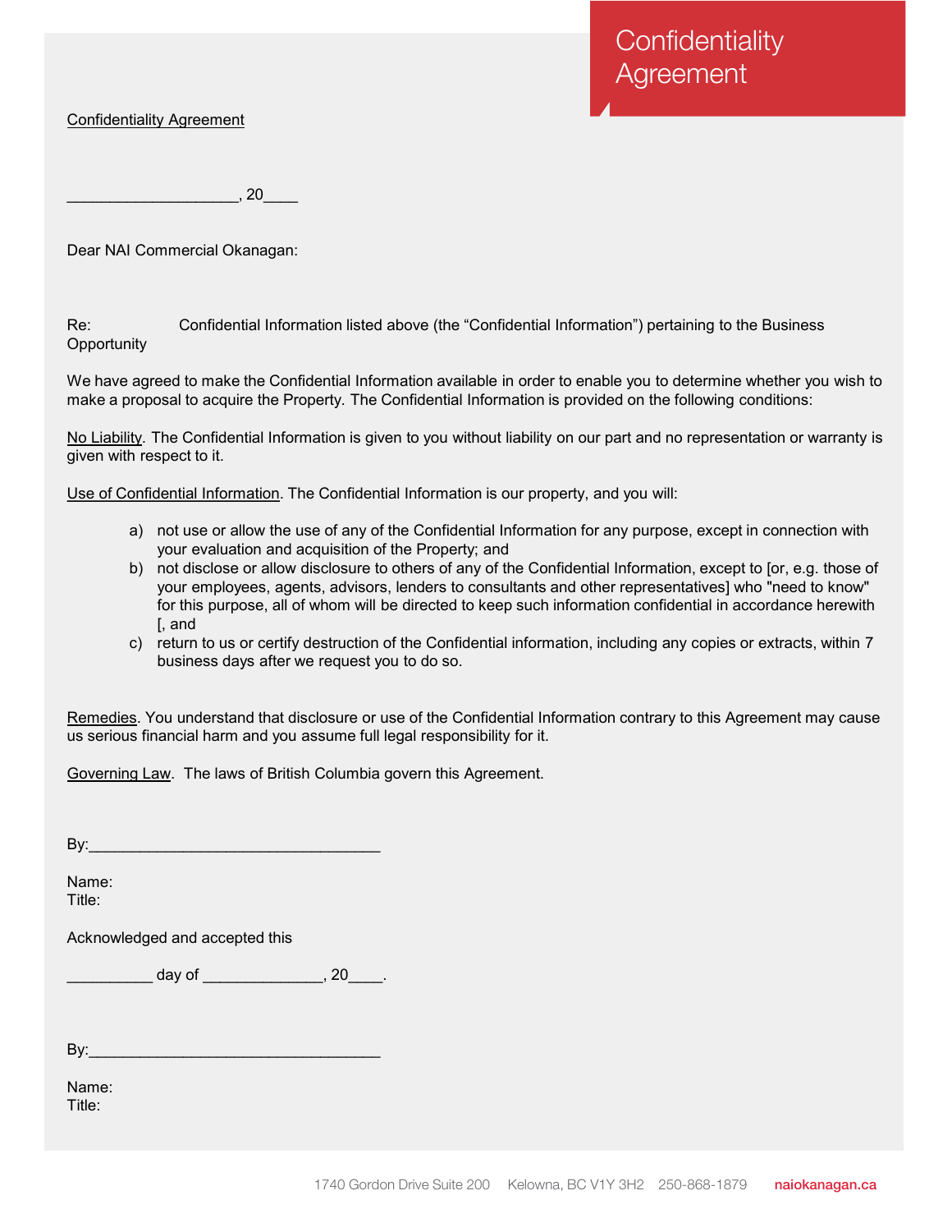# Confidentiality Agreement

Confidentiality Agreement

___________________, 20____

Dear NAI Commercial Okanagan:

Re: Confidential Information listed above (the "Confidential Information") pertaining to the Business Opportunity

We have agreed to make the Confidential Information available in order to enable you to determine whether you wish to make a proposal to acquire the Property. The Confidential Information is provided on the following conditions:

No Liability. The Confidential Information is given to you without liability on our part and no representation or warranty is given with respect to it.

Use of Confidential Information. The Confidential Information is our property, and you will:

a) not use or allow the use of any of the Confidential Information for any purpose, except in connection with your evaluation and acquisition of the Property; and
b) not disclose or allow disclosure to others of any of the Confidential Information, except to [or, e.g. those of your employees, agents, advisors, lenders to consultants and other representatives] who "need to know" for this purpose, all of whom will be directed to keep such information confidential in accordance herewith [, and
c) return to us or certify destruction of the Confidential information, including any copies or extracts, within 7 business days after we request you to do so.

Remedies. You understand that disclosure or use of the Confidential Information contrary to this Agreement may cause us serious financial harm and you assume full legal responsibility for it.

Governing Law. The laws of British Columbia govern this Agreement.

By:_________________________________

Name:
Title:

Acknowledged and accepted this

__________ day of ______________, 20____.

By:_________________________________

Name:
Title:

1740 Gordon Drive Suite 200 Kelowna, BC V1Y 3H2 250-868-1879 naiokanagan.ca